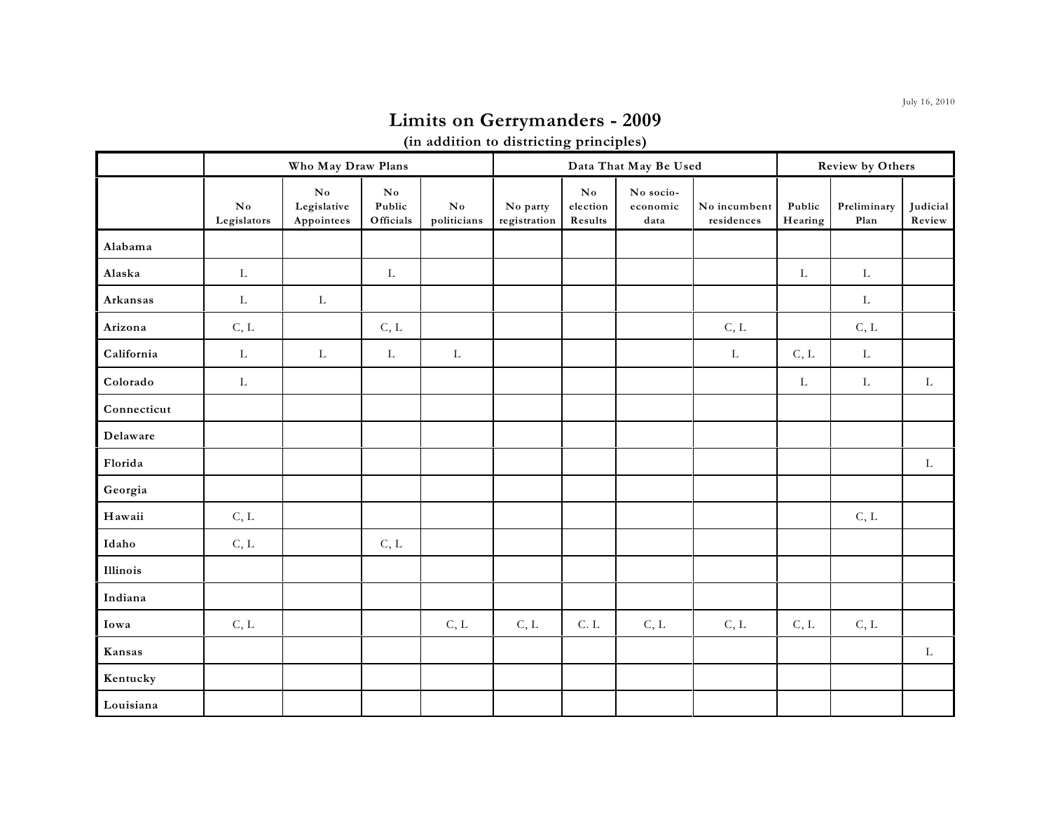July 16, 2010

# Limits on Gerrymanders - 2009

### (in addition to districting principles)

| | Who May Draw Plans | | | | Data That May Be Used | | | | Review by Others | | |
|---|---|---|---|---|---|---|---|---|---|---|---|
| | No Legislators | No Legislative Appointees | No Public Officials | No politicians | No party registration | No election Results | No socio-economic data | No incumbent residences | Public Hearing | Preliminary Plan | Judicial Review |
| Alabama | | | | | | | | | | | |
| Alaska | L | | L | | | | | | L | L | |
| Arkansas | L | L | | | | | | | | L | |
| Arizona | C, L | | C, L | | | | | C, L | | C, L | |
| California | L | L | L | L | | | | L | C, L | L | |
| Colorado | L | | | | | | | | L | L | L |
| Connecticut | | | | | | | | | | | |
| Delaware | | | | | | | | | | | |
| Florida | | | | | | | | | | | L |
| Georgia | | | | | | | | | | | |
| Hawaii | C, L | | | | | | | | | C, L | |
| Idaho | C, L | | C, L | | | | | | | | |
| Illinois | | | | | | | | | | | |
| Indiana | | | | | | | | | | | |
| Iowa | C, L | | | C, L | C, L | C. L | C, L | C, L | C, L | C, L | |
| Kansas | | | | | | | | | | | L |
| Kentucky | | | | | | | | | | | |
| Louisiana | | | | | | | | | | | |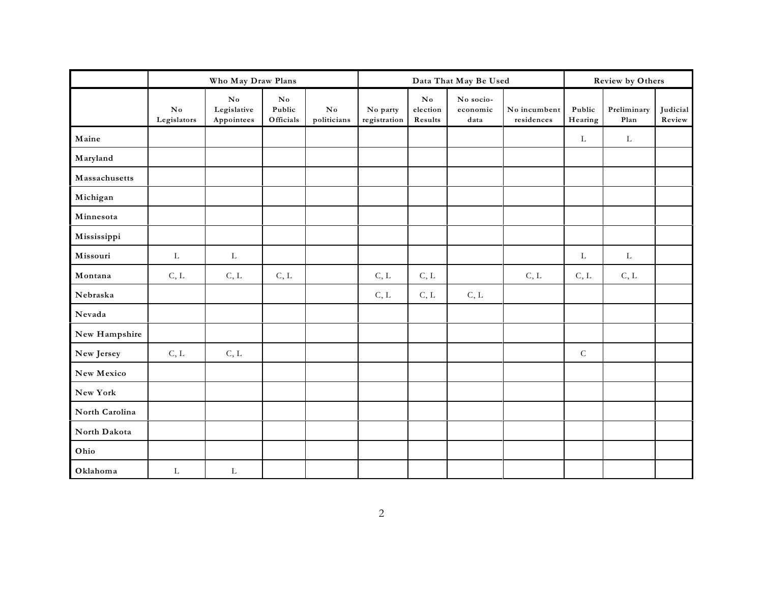| | Who May Draw Plans | | | | Data That May Be Used | | | | Review by Others | | |
|---|---|---|---|---|---|---|---|---|---|---|---|
| | No Legislators | No Legislative Appointees | No Public Officials | No politicians | No party registration | No election Results | No socio-economic data | No incumbent residences | Public Hearing | Preliminary Plan | Judicial Review |
| **Maine** | | | | | | | | | L | L | |
| **Maryland** | | | | | | | | | | | |
| **Massachusetts** | | | | | | | | | | | |
| **Michigan** | | | | | | | | | | | |
| **Minnesota** | | | | | | | | | | | |
| **Mississippi** | | | | | | | | | | | |
| **Missouri** | L | L | | | | | | | L | L | |
| **Montana** | C, L | C, L | C, L | | C, L | C, L | | C, L | C, L | C, L | |
| **Nebraska** | | | | | C, L | C, L | C, L | | | | |
| **Nevada** | | | | | | | | | | | |
| **New Hampshire** | | | | | | | | | | | |
| **New Jersey** | C, L | C, L | | | | | | | C | | |
| **New Mexico** | | | | | | | | | | | |
| **New York** | | | | | | | | | | | |
| **North Carolina** | | | | | | | | | | | |
| **North Dakota** | | | | | | | | | | | |
| **Ohio** | | | | | | | | | | | |
| **Oklahoma** | L | L | | | | | | | | | |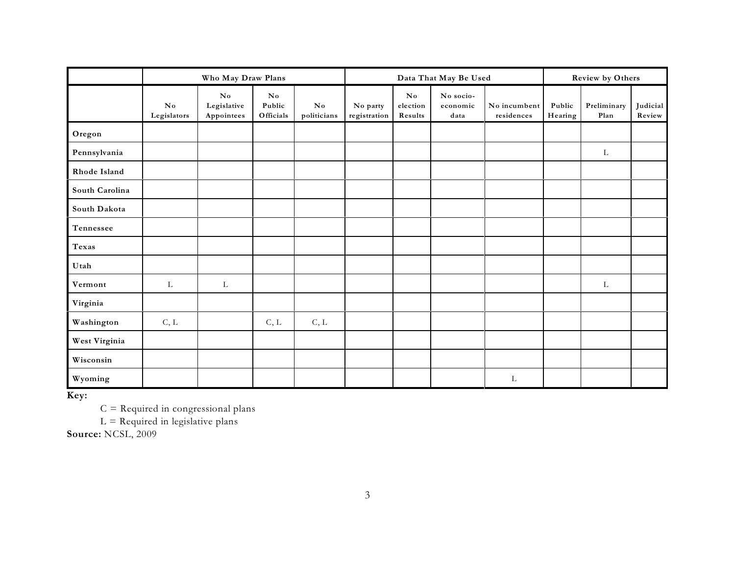| | Who May Draw Plans | | | | Data That May Be Used | | | | Review by Others | | |
|---|---|---|---|---|---|---|---|---|---|---|---|
| | No Legislators | No Legislative Appointees | No Public Officials | No politicians | No party registration | No election Results | No socio-economic data | No incumbent residences | Public Hearing | Preliminary Plan | Judicial Review |
| **Oregon** | | | | | | | | | | | |
| **Pennsylvania** | | | | | | | | | | L | |
| **Rhode Island** | | | | | | | | | | | |
| **South Carolina** | | | | | | | | | | | |
| **South Dakota** | | | | | | | | | | | |
| **Tennessee** | | | | | | | | | | | |
| **Texas** | | | | | | | | | | | |
| **Utah** | | | | | | | | | | | |
| **Vermont** | L | L | | | | | | | | L | |
| **Virginia** | | | | | | | | | | | |
| **Washington** | C, L | | C, L | C, L | | | | | | | |
| **West Virginia** | | | | | | | | | | | |
| **Wisconsin** | | | | | | | | | | | |
| **Wyoming** | | | | | | | | L | | | |

**Key:**

C = Required in congressional plans

L = Required in legislative plans

**Source:** NCSL, 2009